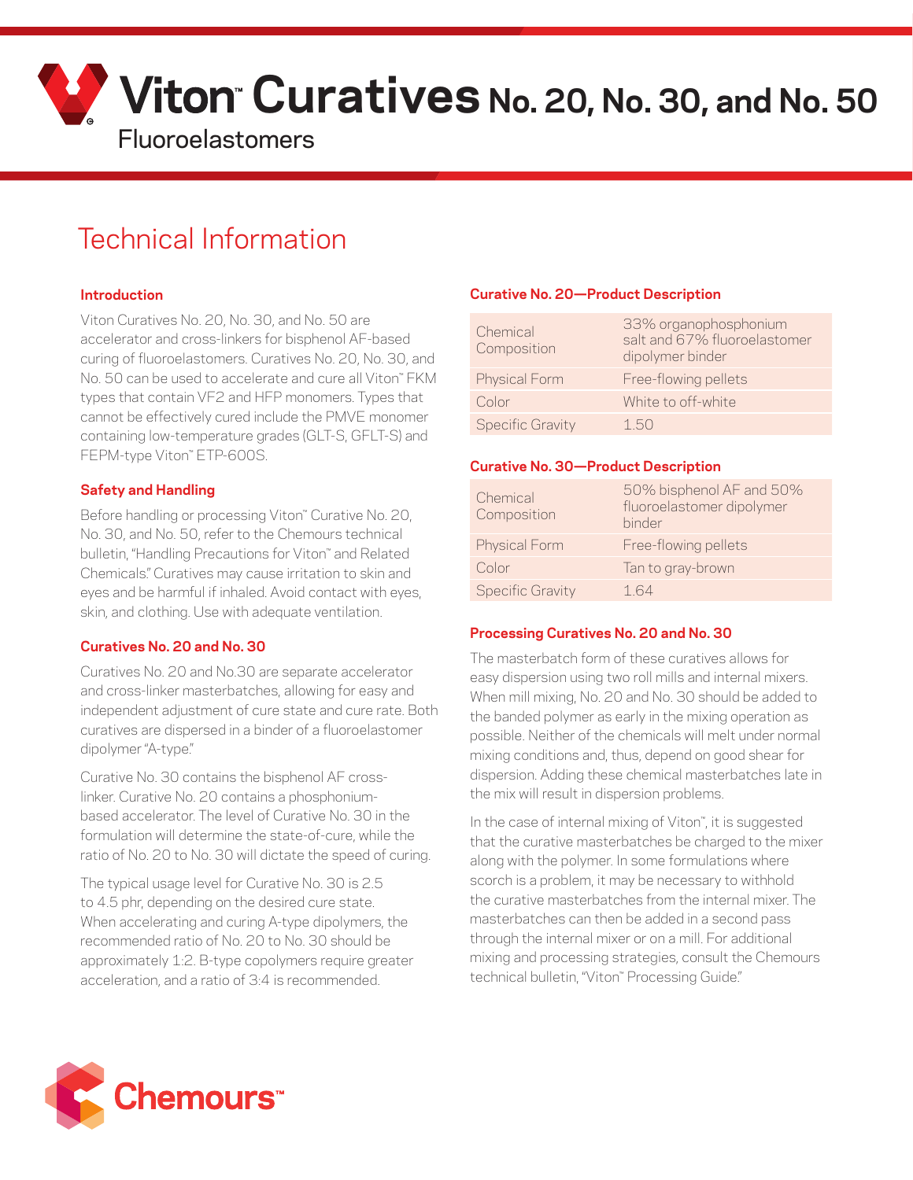# Viton™ Curatives No. 20, No. 30, and No. 50

Fluoroelastomers

## Technical Information

### Introduction

Viton Curatives No. 20, No. 30, and No. 50 are accelerator and cross-linkers for bisphenol AF-based curing of fluoroelastomers. Curatives No. 20, No. 30, and No. 50 can be used to accelerate and cure all Viton™ FKM types that contain VF2 and HFP monomers. Types that cannot be effectively cured include the PMVE monomer containing low-temperature grades (GLT-S, GFLT-S) and FEPM-type Viton™ ETP-600S.

### Safety and Handling

Before handling or processing Viton™ Curative No. 20, No. 30, and No. 50, refer to the Chemours technical bulletin, "Handling Precautions for Viton™ and Related Chemicals." Curatives may cause irritation to skin and eyes and be harmful if inhaled. Avoid contact with eyes, skin, and clothing. Use with adequate ventilation.

### Curatives No. 20 and No. 30

Curatives No. 20 and No.30 are separate accelerator and cross-linker masterbatches, allowing for easy and independent adjustment of cure state and cure rate. Both curatives are dispersed in a binder of a fluoroelastomer dipolymer "A-type."

Curative No. 30 contains the bisphenol AF cross-linker. Curative No. 20 contains a phosphonium-based accelerator. The level of Curative No. 30 in the formulation will determine the state-of-cure, while the ratio of No. 20 to No. 30 will dictate the speed of curing.

The typical usage level for Curative No. 30 is 2.5 to 4.5 phr, depending on the desired cure state. When accelerating and curing A-type dipolymers, the recommended ratio of No. 20 to No. 30 should be approximately 1:2. B-type copolymers require greater acceleration, and a ratio of 3:4 is recommended.

### Curative No. 20—Product Description

| | |
|---|---|
| Chemical Composition | 33% organophosphonium salt and 67% fluoroelastomer dipolymer binder |
| Physical Form | Free-flowing pellets |
| Color | White to off-white |
| Specific Gravity | 1.50 |

### Curative No. 30—Product Description

| | |
|---|---|
| Chemical Composition | 50% bisphenol AF and 50% fluoroelastomer dipolymer binder |
| Physical Form | Free-flowing pellets |
| Color | Tan to gray-brown |
| Specific Gravity | 1.64 |

### Processing Curatives No. 20 and No. 30

The masterbatch form of these curatives allows for easy dispersion using two roll mills and internal mixers. When mill mixing, No. 20 and No. 30 should be added to the banded polymer as early in the mixing operation as possible. Neither of the chemicals will melt under normal mixing conditions and, thus, depend on good shear for dispersion. Adding these chemical masterbatches late in the mix will result in dispersion problems.

In the case of internal mixing of Viton™, it is suggested that the curative masterbatches be charged to the mixer along with the polymer. In some formulations where scorch is a problem, it may be necessary to withhold the curative masterbatches from the internal mixer. The masterbatches can then be added in a second pass through the internal mixer or on a mill. For additional mixing and processing strategies, consult the Chemours technical bulletin, "Viton™ Processing Guide."

Chemours™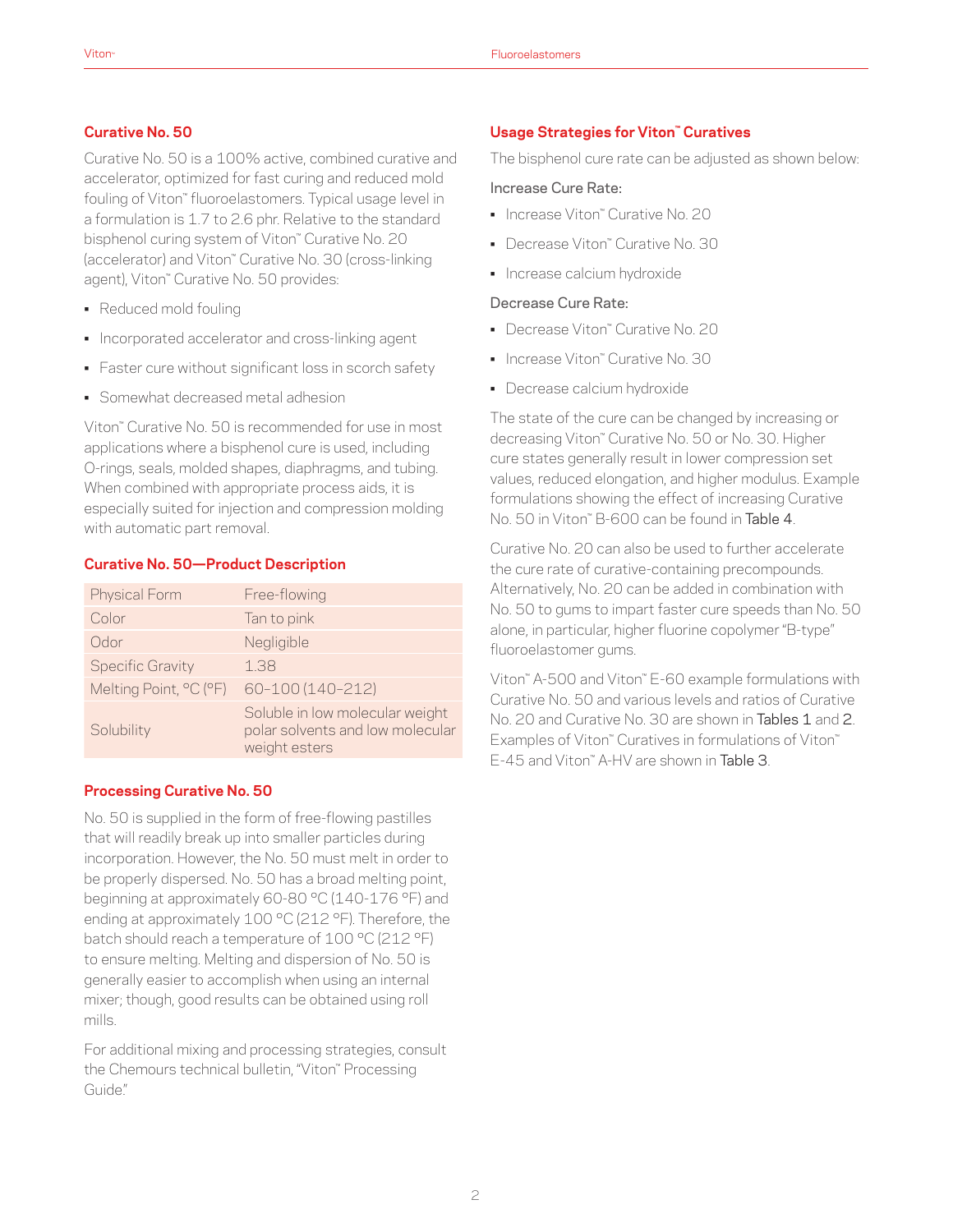## Curative No. 50

Curative No. 50 is a 100% active, combined curative and accelerator, optimized for fast curing and reduced mold fouling of Viton™ fluoroelastomers. Typical usage level in a formulation is 1.7 to 2.6 phr. Relative to the standard bisphenol curing system of Viton™ Curative No. 20 (accelerator) and Viton™ Curative No. 30 (cross-linking agent), Viton™ Curative No. 50 provides:

- Reduced mold fouling
- Incorporated accelerator and cross-linking agent
- Faster cure without significant loss in scorch safety
- Somewhat decreased metal adhesion

Viton™ Curative No. 50 is recommended for use in most applications where a bisphenol cure is used, including O-rings, seals, molded shapes, diaphragms, and tubing. When combined with appropriate process aids, it is especially suited for injection and compression molding with automatic part removal.

## Curative No. 50—Product Description

| | |
|---|---|
| Physical Form | Free-flowing |
| Color | Tan to pink |
| Odor | Negligible |
| Specific Gravity | 1.38 |
| Melting Point, °C (°F) | 60–100 (140–212) |
| Solubility | Soluble in low molecular weight polar solvents and low molecular weight esters |

## Processing Curative No. 50

No. 50 is supplied in the form of free-flowing pastilles that will readily break up into smaller particles during incorporation. However, the No. 50 must melt in order to be properly dispersed. No. 50 has a broad melting point, beginning at approximately 60-80 °C (140-176 °F) and ending at approximately 100 °C (212 °F). Therefore, the batch should reach a temperature of 100 °C (212 °F) to ensure melting. Melting and dispersion of No. 50 is generally easier to accomplish when using an internal mixer; though, good results can be obtained using roll mills.

For additional mixing and processing strategies, consult the Chemours technical bulletin, "Viton™ Processing Guide."

## Usage Strategies for Viton™ Curatives

The bisphenol cure rate can be adjusted as shown below:

Increase Cure Rate:

- Increase Viton™ Curative No. 20
- Decrease Viton™ Curative No. 30
- Increase calcium hydroxide

Decrease Cure Rate:

- Decrease Viton™ Curative No. 20
- Increase Viton™ Curative No. 30
- Decrease calcium hydroxide

The state of the cure can be changed by increasing or decreasing Viton™ Curative No. 50 or No. 30. Higher cure states generally result in lower compression set values, reduced elongation, and higher modulus. Example formulations showing the effect of increasing Curative No. 50 in Viton™ B-600 can be found in Table 4.

Curative No. 20 can also be used to further accelerate the cure rate of curative-containing precompounds. Alternatively, No. 20 can be added in combination with No. 50 to gums to impart faster cure speeds than No. 50 alone, in particular, higher fluorine copolymer "B-type" fluoroelastomer gums.

Viton™ A-500 and Viton™ E-60 example formulations with Curative No. 50 and various levels and ratios of Curative No. 20 and Curative No. 30 are shown in Tables 1 and 2. Examples of Viton™ Curatives in formulations of Viton™ E-45 and Viton™ A-HV are shown in Table 3.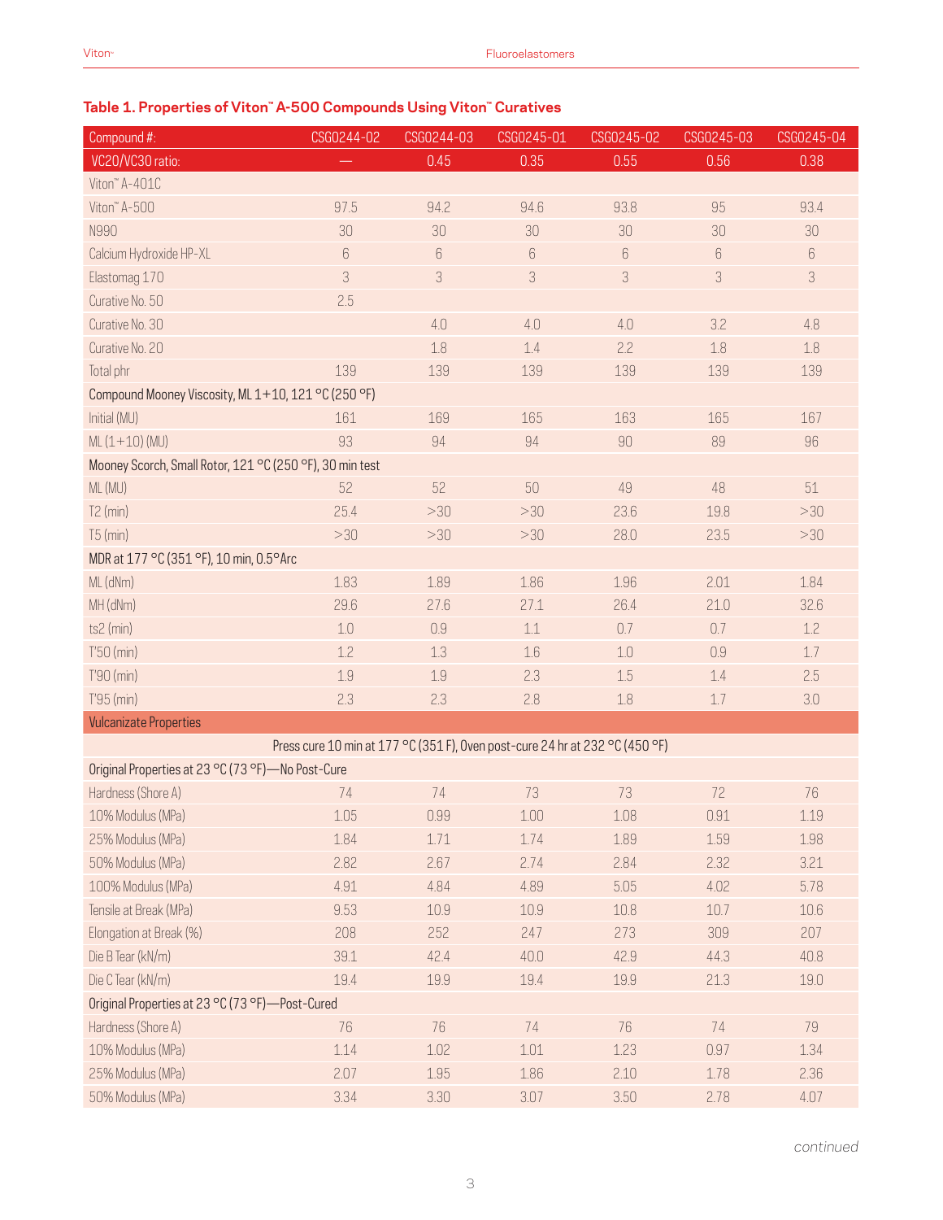### Table 1. Properties of Viton™ A-500 Compounds Using Viton™ Curatives

| Compound #: | CSG0244-02 | CSG0244-03 | CSG0245-01 | CSG0245-02 | CSG0245-03 | CSG0245-04 |
|---|---|---|---|---|---|---|
| VC20/VC30 ratio: | — | 0.45 | 0.35 | 0.55 | 0.56 | 0.38 |
| Viton™ A-401C | | | | | | |
| Viton™ A-500 | 97.5 | 94.2 | 94.6 | 93.8 | 95 | 93.4 |
| N990 | 30 | 30 | 30 | 30 | 30 | 30 |
| Calcium Hydroxide HP-XL | 6 | 6 | 6 | 6 | 6 | 6 |
| Elastomag 170 | 3 | 3 | 3 | 3 | 3 | 3 |
| Curative No. 50 | 2.5 | | | | | |
| Curative No. 30 | | 4.0 | 4.0 | 4.0 | 3.2 | 4.8 |
| Curative No. 20 | | 1.8 | 1.4 | 2.2 | 1.8 | 1.8 |
| Total phr | 139 | 139 | 139 | 139 | 139 | 139 |
| Compound Mooney Viscosity, ML 1+10, 121 °C (250 °F) | | | | | | |
| Initial (MU) | 161 | 169 | 165 | 163 | 165 | 167 |
| ML (1+10) (MU) | 93 | 94 | 94 | 90 | 89 | 96 |
| Mooney Scorch, Small Rotor, 121 °C (250 °F), 30 min test | | | | | | |
| ML (MU) | 52 | 52 | 50 | 49 | 48 | 51 |
| T2 (min) | 25.4 | >30 | >30 | 23.6 | 19.8 | >30 |
| T5 (min) | >30 | >30 | >30 | 28.0 | 23.5 | >30 |
| MDR at 177 °C (351 °F), 10 min, 0.5°Arc | | | | | | |
| ML (dNm) | 1.83 | 1.89 | 1.86 | 1.96 | 2.01 | 1.84 |
| MH (dNm) | 29.6 | 27.6 | 27.1 | 26.4 | 21.0 | 32.6 |
| ts2 (min) | 1.0 | 0.9 | 1.1 | 0.7 | 0.7 | 1.2 |
| T'50 (min) | 1.2 | 1.3 | 1.6 | 1.0 | 0.9 | 1.7 |
| T'90 (min) | 1.9 | 1.9 | 2.3 | 1.5 | 1.4 | 2.5 |
| T'95 (min) | 2.3 | 2.3 | 2.8 | 1.8 | 1.7 | 3.0 |
| Vulcanizate Properties | | | | | | |
| Press cure 10 min at 177 °C (351 F), Oven post-cure 24 hr at 232 °C (450 °F) | | | | | | |
| Original Properties at 23 °C (73 °F)—No Post-Cure | | | | | | |
| Hardness (Shore A) | 74 | 74 | 73 | 73 | 72 | 76 |
| 10% Modulus (MPa) | 1.05 | 0.99 | 1.00 | 1.08 | 0.91 | 1.19 |
| 25% Modulus (MPa) | 1.84 | 1.71 | 1.74 | 1.89 | 1.59 | 1.98 |
| 50% Modulus (MPa) | 2.82 | 2.67 | 2.74 | 2.84 | 2.32 | 3.21 |
| 100% Modulus (MPa) | 4.91 | 4.84 | 4.89 | 5.05 | 4.02 | 5.78 |
| Tensile at Break (MPa) | 9.53 | 10.9 | 10.9 | 10.8 | 10.7 | 10.6 |
| Elongation at Break (%) | 208 | 252 | 247 | 273 | 309 | 207 |
| Die B Tear (kN/m) | 39.1 | 42.4 | 40.0 | 42.9 | 44.3 | 40.8 |
| Die C Tear (kN/m) | 19.4 | 19.9 | 19.4 | 19.9 | 21.3 | 19.0 |
| Original Properties at 23 °C (73 °F)—Post-Cured | | | | | | |
| Hardness (Shore A) | 76 | 76 | 74 | 76 | 74 | 79 |
| 10% Modulus (MPa) | 1.14 | 1.02 | 1.01 | 1.23 | 0.97 | 1.34 |
| 25% Modulus (MPa) | 2.07 | 1.95 | 1.86 | 2.10 | 1.78 | 2.36 |
| 50% Modulus (MPa) | 3.34 | 3.30 | 3.07 | 3.50 | 2.78 | 4.07 |

*continued*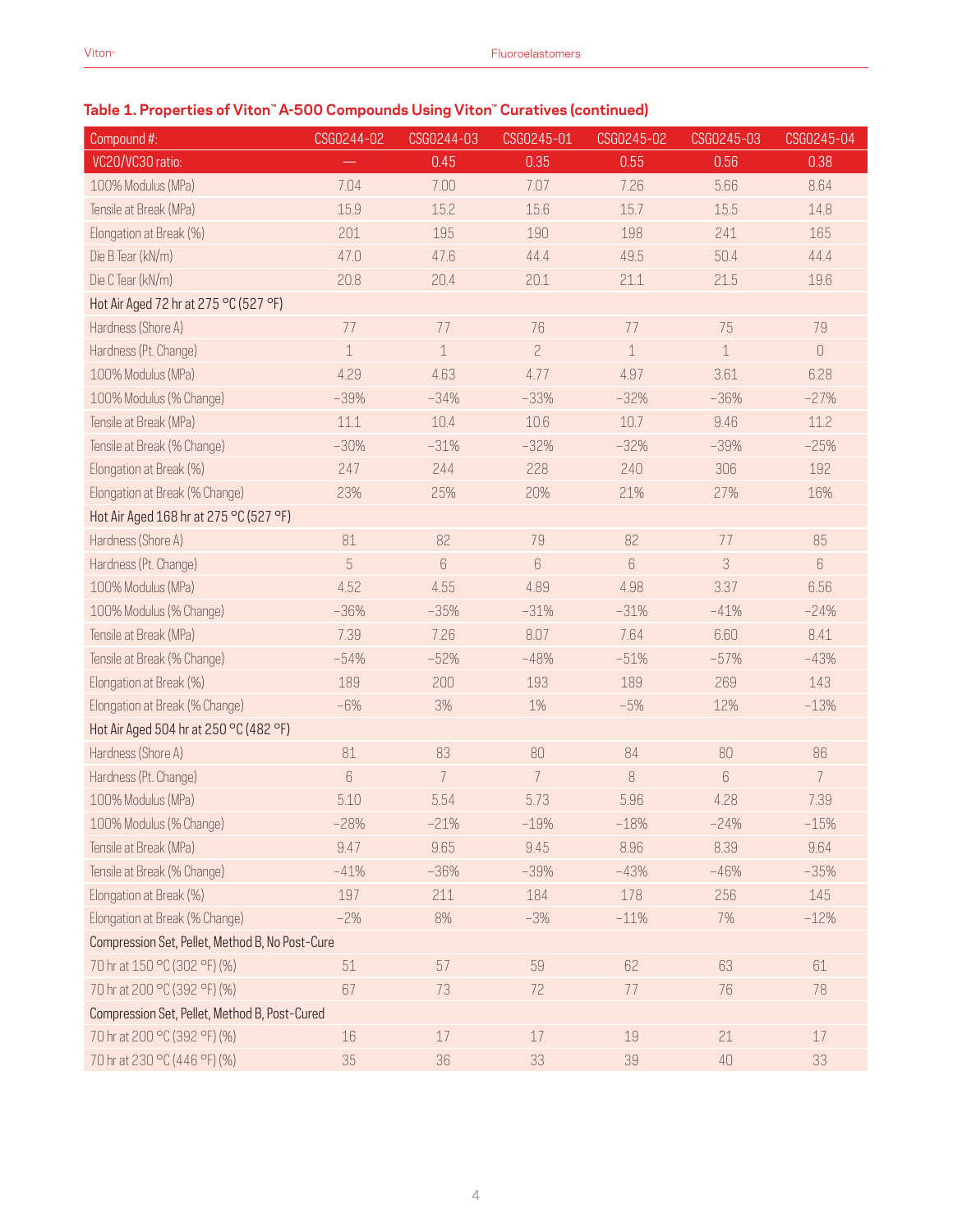### Table 1. Properties of Viton™ A-500 Compounds Using Viton™ Curatives (continued)

| Compound #: | CSG0244-02 | CSG0244-03 | CSG0245-01 | CSG0245-02 | CSG0245-03 | CSG0245-04 |
|---|---|---|---|---|---|---|
| VC20/VC30 ratio: | — | 0.45 | 0.35 | 0.55 | 0.56 | 0.38 |
| 100% Modulus (MPa) | 7.04 | 7.00 | 7.07 | 7.26 | 5.66 | 8.64 |
| Tensile at Break (MPa) | 15.9 | 15.2 | 15.6 | 15.7 | 15.5 | 14.8 |
| Elongation at Break (%) | 201 | 195 | 190 | 198 | 241 | 165 |
| Die B Tear (kN/m) | 47.0 | 47.6 | 44.4 | 49.5 | 50.4 | 44.4 |
| Die C Tear (kN/m) | 20.8 | 20.4 | 20.1 | 21.1 | 21.5 | 19.6 |
| Hot Air Aged 72 hr at 275 °C (527 °F) | | | | | | |
| Hardness (Shore A) | 77 | 77 | 76 | 77 | 75 | 79 |
| Hardness (Pt. Change) | 1 | 1 | 2 | 1 | 1 | 0 |
| 100% Modulus (MPa) | 4.29 | 4.63 | 4.77 | 4.97 | 3.61 | 6.28 |
| 100% Modulus (% Change) | −39% | −34% | −33% | −32% | −36% | −27% |
| Tensile at Break (MPa) | 11.1 | 10.4 | 10.6 | 10.7 | 9.46 | 11.2 |
| Tensile at Break (% Change) | −30% | −31% | −32% | −32% | −39% | −25% |
| Elongation at Break (%) | 247 | 244 | 228 | 240 | 306 | 192 |
| Elongation at Break (% Change) | 23% | 25% | 20% | 21% | 27% | 16% |
| Hot Air Aged 168 hr at 275 °C (527 °F) | | | | | | |
| Hardness (Shore A) | 81 | 82 | 79 | 82 | 77 | 85 |
| Hardness (Pt. Change) | 5 | 6 | 6 | 6 | 3 | 6 |
| 100% Modulus (MPa) | 4.52 | 4.55 | 4.89 | 4.98 | 3.37 | 6.56 |
| 100% Modulus (% Change) | −36% | −35% | −31% | −31% | −41% | −24% |
| Tensile at Break (MPa) | 7.39 | 7.26 | 8.07 | 7.64 | 6.60 | 8.41 |
| Tensile at Break (% Change) | −54% | −52% | −48% | −51% | −57% | −43% |
| Elongation at Break (%) | 189 | 200 | 193 | 189 | 269 | 143 |
| Elongation at Break (% Change) | −6% | 3% | 1% | −5% | 12% | −13% |
| Hot Air Aged 504 hr at 250 °C (482 °F) | | | | | | |
| Hardness (Shore A) | 81 | 83 | 80 | 84 | 80 | 86 |
| Hardness (Pt. Change) | 6 | 7 | 7 | 8 | 6 | 7 |
| 100% Modulus (MPa) | 5.10 | 5.54 | 5.73 | 5.96 | 4.28 | 7.39 |
| 100% Modulus (% Change) | −28% | −21% | −19% | −18% | −24% | −15% |
| Tensile at Break (MPa) | 9.47 | 9.65 | 9.45 | 8.96 | 8.39 | 9.64 |
| Tensile at Break (% Change) | −41% | −36% | −39% | −43% | −46% | −35% |
| Elongation at Break (%) | 197 | 211 | 184 | 178 | 256 | 145 |
| Elongation at Break (% Change) | −2% | 8% | −3% | −11% | 7% | −12% |
| Compression Set, Pellet, Method B, No Post-Cure | | | | | | |
| 70 hr at 150 °C (302 °F) (%) | 51 | 57 | 59 | 62 | 63 | 61 |
| 70 hr at 200 °C (392 °F) (%) | 67 | 73 | 72 | 77 | 76 | 78 |
| Compression Set, Pellet, Method B, Post-Cured | | | | | | |
| 70 hr at 200 °C (392 °F) (%) | 16 | 17 | 17 | 19 | 21 | 17 |
| 70 hr at 230 °C (446 °F) (%) | 35 | 36 | 33 | 39 | 40 | 33 |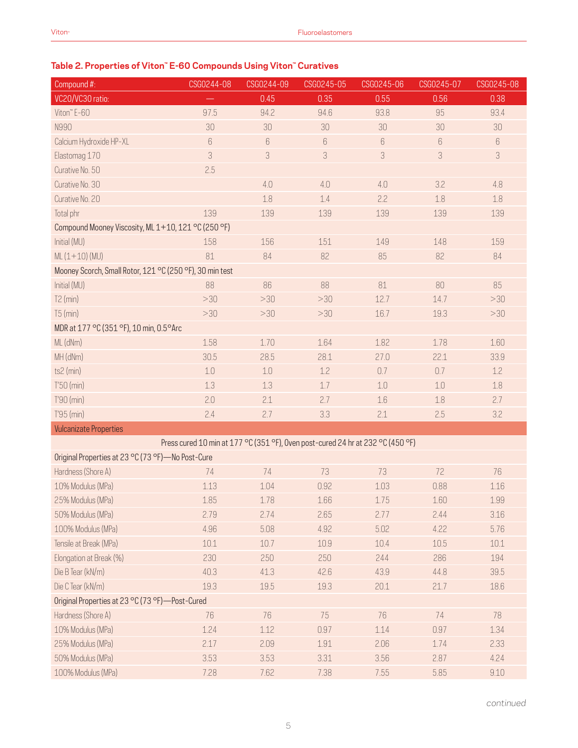## Table 2. Properties of Viton™ E-60 Compounds Using Viton™ Curatives

| Compound #: | CSG0244-08 | CSG0244-09 | CSG0245-05 | CSG0245-06 | CSG0245-07 | CSG0245-08 |
|---|---|---|---|---|---|---|
| VC20/VC30 ratio: | — | 0.45 | 0.35 | 0.55 | 0.56 | 0.38 |
| Viton™ E-60 | 97.5 | 94.2 | 94.6 | 93.8 | 95 | 93.4 |
| N990 | 30 | 30 | 30 | 30 | 30 | 30 |
| Calcium Hydroxide HP-XL | 6 | 6 | 6 | 6 | 6 | 6 |
| Elastomag 170 | 3 | 3 | 3 | 3 | 3 | 3 |
| Curative No. 50 | 2.5 | | | | | |
| Curative No. 30 | | 4.0 | 4.0 | 4.0 | 3.2 | 4.8 |
| Curative No. 20 | | 1.8 | 1.4 | 2.2 | 1.8 | 1.8 |
| Total phr | 139 | 139 | 139 | 139 | 139 | 139 |
| Compound Mooney Viscosity, ML 1+10, 121 °C (250 °F) | | | | | | |
| Initial (MU) | 158 | 156 | 151 | 149 | 148 | 159 |
| ML (1+10) (MU) | 81 | 84 | 82 | 85 | 82 | 84 |
| Mooney Scorch, Small Rotor, 121 °C (250 °F), 30 min test | | | | | | |
| Initial (MU) | 88 | 86 | 88 | 81 | 80 | 85 |
| T2 (min) | >30 | >30 | >30 | 12.7 | 14.7 | >30 |
| T5 (min) | >30 | >30 | >30 | 16.7 | 19.3 | >30 |
| MDR at 177 °C (351 °F), 10 min, 0.5°Arc | | | | | | |
| ML (dNm) | 1.58 | 1.70 | 1.64 | 1.82 | 1.78 | 1.60 |
| MH (dNm) | 30.5 | 28.5 | 28.1 | 27.0 | 22.1 | 33.9 |
| ts2 (min) | 1.0 | 1.0 | 1.2 | 0.7 | 0.7 | 1.2 |
| T'50 (min) | 1.3 | 1.3 | 1.7 | 1.0 | 1.0 | 1.8 |
| T'90 (min) | 2.0 | 2.1 | 2.7 | 1.6 | 1.8 | 2.7 |
| T'95 (min) | 2.4 | 2.7 | 3.3 | 2.1 | 2.5 | 3.2 |
| Vulcanizate Properties | | | | | | |
| Press cured 10 min at 177 °C (351 °F), Oven post-cured 24 hr at 232 °C (450 °F) | | | | | | |
| Original Properties at 23 °C (73 °F)—No Post-Cure | | | | | | |
| Hardness (Shore A) | 74 | 74 | 73 | 73 | 72 | 76 |
| 10% Modulus (MPa) | 1.13 | 1.04 | 0.92 | 1.03 | 0.88 | 1.16 |
| 25% Modulus (MPa) | 1.85 | 1.78 | 1.66 | 1.75 | 1.60 | 1.99 |
| 50% Modulus (MPa) | 2.79 | 2.74 | 2.65 | 2.77 | 2.44 | 3.16 |
| 100% Modulus (MPa) | 4.96 | 5.08 | 4.92 | 5.02 | 4.22 | 5.76 |
| Tensile at Break (MPa) | 10.1 | 10.7 | 10.9 | 10.4 | 10.5 | 10.1 |
| Elongation at Break (%) | 230 | 250 | 250 | 244 | 286 | 194 |
| Die B Tear (kN/m) | 40.3 | 41.3 | 42.6 | 43.9 | 44.8 | 39.5 |
| Die C Tear (kN/m) | 19.3 | 19.5 | 19.3 | 20.1 | 21.7 | 18.6 |
| Original Properties at 23 °C (73 °F)—Post-Cured | | | | | | |
| Hardness (Shore A) | 76 | 76 | 75 | 76 | 74 | 78 |
| 10% Modulus (MPa) | 1.24 | 1.12 | 0.97 | 1.14 | 0.97 | 1.34 |
| 25% Modulus (MPa) | 2.17 | 2.09 | 1.91 | 2.06 | 1.74 | 2.33 |
| 50% Modulus (MPa) | 3.53 | 3.53 | 3.31 | 3.56 | 2.87 | 4.24 |
| 100% Modulus (MPa) | 7.28 | 7.62 | 7.38 | 7.55 | 5.85 | 9.10 |

*continued*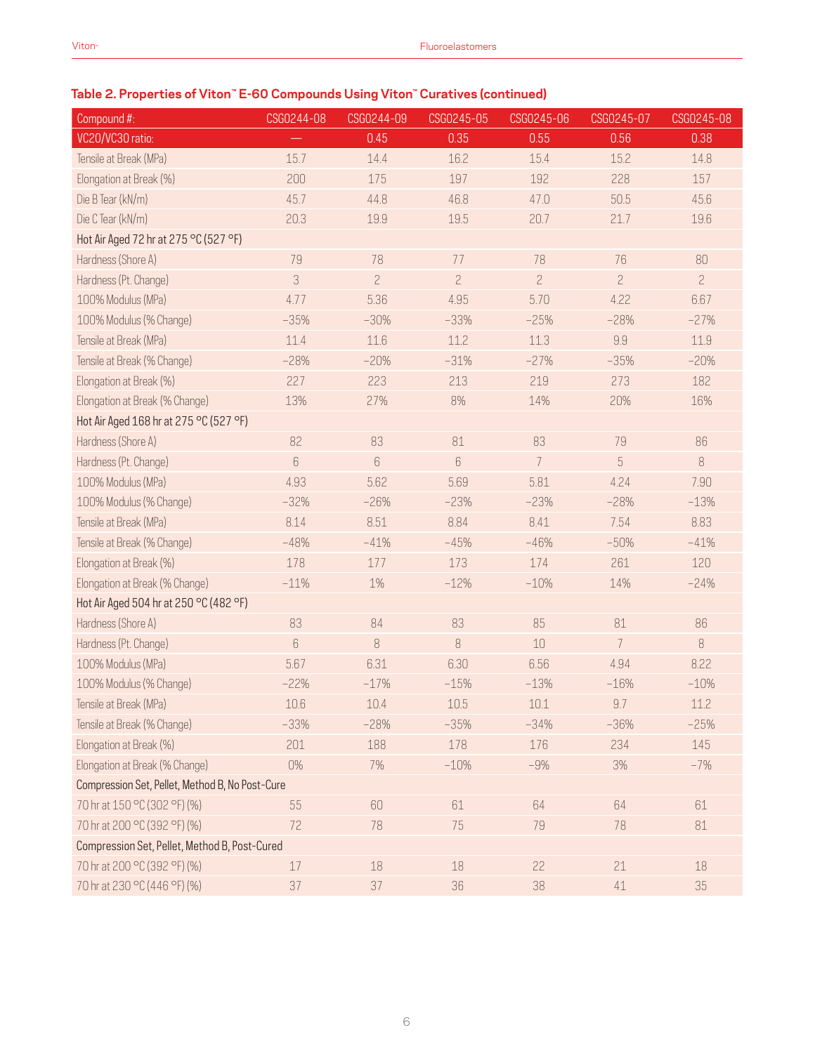### Table 2. Properties of Viton™ E-60 Compounds Using Viton™ Curatives (continued)

| Compound #: | CSG0244-08 | CSG0244-09 | CSG0245-05 | CSG0245-06 | CSG0245-07 | CSG0245-08 |
|---|---|---|---|---|---|---|
| VC20/VC30 ratio: | — | 0.45 | 0.35 | 0.55 | 0.56 | 0.38 |
| Tensile at Break (MPa) | 15.7 | 14.4 | 16.2 | 15.4 | 15.2 | 14.8 |
| Elongation at Break (%) | 200 | 175 | 197 | 192 | 228 | 157 |
| Die B Tear (kN/m) | 45.7 | 44.8 | 46.8 | 47.0 | 50.5 | 45.6 |
| Die C Tear (kN/m) | 20.3 | 19.9 | 19.5 | 20.7 | 21.7 | 19.6 |
| Hot Air Aged 72 hr at 275 °C (527 °F) | | | | | | |
| Hardness (Shore A) | 79 | 78 | 77 | 78 | 76 | 80 |
| Hardness (Pt. Change) | 3 | 2 | 2 | 2 | 2 | 2 |
| 100% Modulus (MPa) | 4.77 | 5.36 | 4.95 | 5.70 | 4.22 | 6.67 |
| 100% Modulus (% Change) | −35% | −30% | −33% | −25% | −28% | −27% |
| Tensile at Break (MPa) | 11.4 | 11.6 | 11.2 | 11.3 | 9.9 | 11.9 |
| Tensile at Break (% Change) | −28% | −20% | −31% | −27% | −35% | −20% |
| Elongation at Break (%) | 227 | 223 | 213 | 219 | 273 | 182 |
| Elongation at Break (% Change) | 13% | 27% | 8% | 14% | 20% | 16% |
| Hot Air Aged 168 hr at 275 °C (527 °F) | | | | | | |
| Hardness (Shore A) | 82 | 83 | 81 | 83 | 79 | 86 |
| Hardness (Pt. Change) | 6 | 6 | 6 | 7 | 5 | 8 |
| 100% Modulus (MPa) | 4.93 | 5.62 | 5.69 | 5.81 | 4.24 | 7.90 |
| 100% Modulus (% Change) | −32% | −26% | −23% | −23% | −28% | −13% |
| Tensile at Break (MPa) | 8.14 | 8.51 | 8.84 | 8.41 | 7.54 | 8.83 |
| Tensile at Break (% Change) | −48% | −41% | −45% | −46% | −50% | −41% |
| Elongation at Break (%) | 178 | 177 | 173 | 174 | 261 | 120 |
| Elongation at Break (% Change) | −11% | 1% | −12% | −10% | 14% | −24% |
| Hot Air Aged 504 hr at 250 °C (482 °F) | | | | | | |
| Hardness (Shore A) | 83 | 84 | 83 | 85 | 81 | 86 |
| Hardness (Pt. Change) | 6 | 8 | 8 | 10 | 7 | 8 |
| 100% Modulus (MPa) | 5.67 | 6.31 | 6.30 | 6.56 | 4.94 | 8.22 |
| 100% Modulus (% Change) | −22% | −17% | −15% | −13% | −16% | −10% |
| Tensile at Break (MPa) | 10.6 | 10.4 | 10.5 | 10.1 | 9.7 | 11.2 |
| Tensile at Break (% Change) | −33% | −28% | −35% | −34% | −36% | −25% |
| Elongation at Break (%) | 201 | 188 | 178 | 176 | 234 | 145 |
| Elongation at Break (% Change) | 0% | 7% | −10% | −9% | 3% | −7% |
| Compression Set, Pellet, Method B, No Post-Cure | | | | | | |
| 70 hr at 150 °C (302 °F) (%) | 55 | 60 | 61 | 64 | 64 | 61 |
| 70 hr at 200 °C (392 °F) (%) | 72 | 78 | 75 | 79 | 78 | 81 |
| Compression Set, Pellet, Method B, Post-Cured | | | | | | |
| 70 hr at 200 °C (392 °F) (%) | 17 | 18 | 18 | 22 | 21 | 18 |
| 70 hr at 230 °C (446 °F) (%) | 37 | 37 | 36 | 38 | 41 | 35 |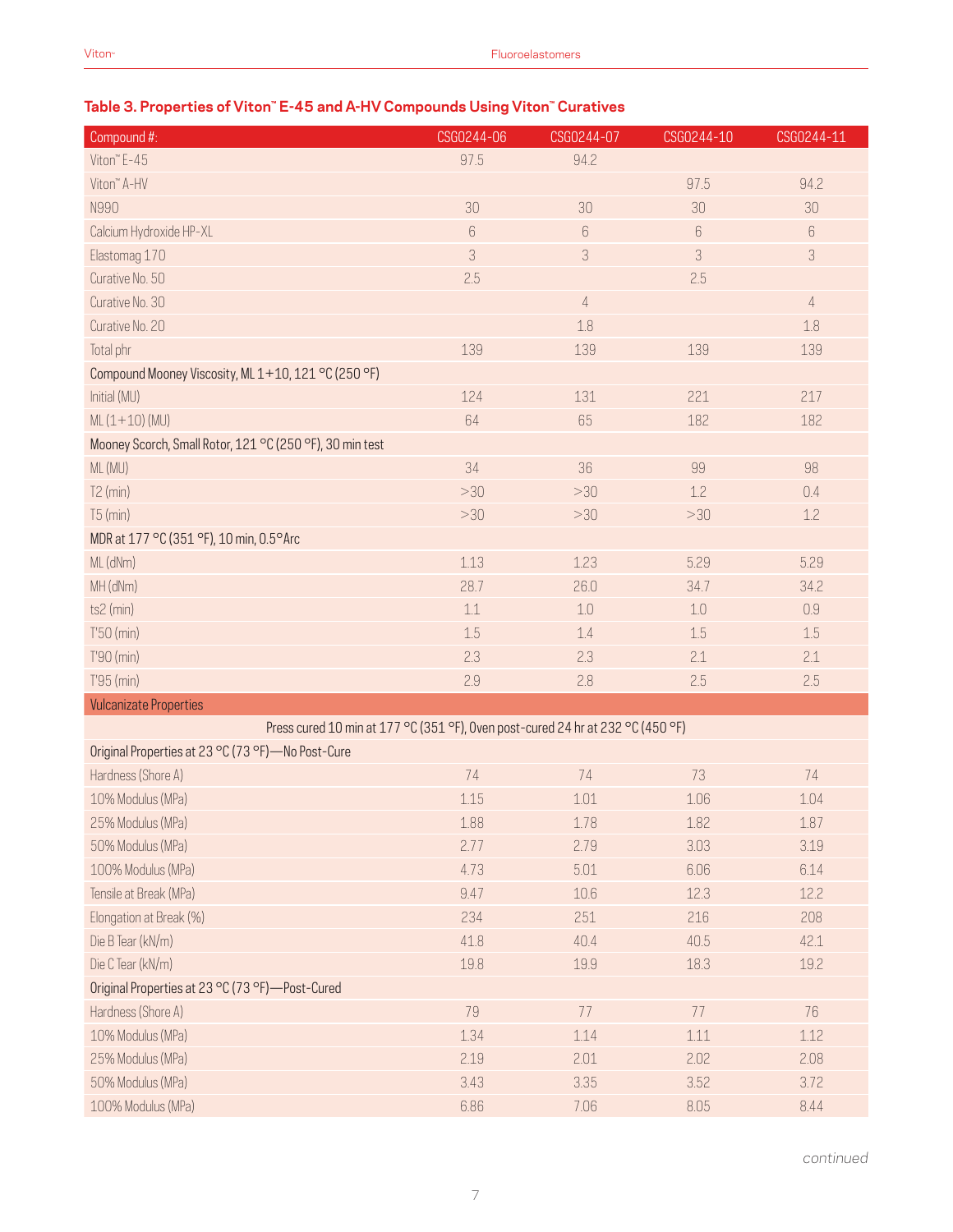## Table 3. Properties of Viton™ E-45 and A-HV Compounds Using Viton™ Curatives

| Compound #: | CSG0244-06 | CSG0244-07 | CSG0244-10 | CSG0244-11 |
|---|---|---|---|---|
| Viton™ E-45 | 97.5 | 94.2 | | |
| Viton™ A-HV | | | 97.5 | 94.2 |
| N990 | 30 | 30 | 30 | 30 |
| Calcium Hydroxide HP-XL | 6 | 6 | 6 | 6 |
| Elastomag 170 | 3 | 3 | 3 | 3 |
| Curative No. 50 | 2.5 | | 2.5 | |
| Curative No. 30 | | 4 | | 4 |
| Curative No. 20 | | 1.8 | | 1.8 |
| Total phr | 139 | 139 | 139 | 139 |
| Compound Mooney Viscosity, ML 1+10, 121 °C (250 °F) | | | | |
| Initial (MU) | 124 | 131 | 221 | 217 |
| ML (1+10) (MU) | 64 | 65 | 182 | 182 |
| Mooney Scorch, Small Rotor, 121 °C (250 °F), 30 min test | | | | |
| ML (MU) | 34 | 36 | 99 | 98 |
| T2 (min) | >30 | >30 | 1.2 | 0.4 |
| T5 (min) | >30 | >30 | >30 | 1.2 |
| MDR at 177 °C (351 °F), 10 min, 0.5°Arc | | | | |
| ML (dNm) | 1.13 | 1.23 | 5.29 | 5.29 |
| MH (dNm) | 28.7 | 26.0 | 34.7 | 34.2 |
| ts2 (min) | 1.1 | 1.0 | 1.0 | 0.9 |
| T'50 (min) | 1.5 | 1.4 | 1.5 | 1.5 |
| T'90 (min) | 2.3 | 2.3 | 2.1 | 2.1 |
| T'95 (min) | 2.9 | 2.8 | 2.5 | 2.5 |
| **Vulcanizate Properties** | | | | |
| Press cured 10 min at 177 °C (351 °F), Oven post-cured 24 hr at 232 °C (450 °F) | | | | |
| Original Properties at 23 °C (73 °F)—No Post-Cure | | | | |
| Hardness (Shore A) | 74 | 74 | 73 | 74 |
| 10% Modulus (MPa) | 1.15 | 1.01 | 1.06 | 1.04 |
| 25% Modulus (MPa) | 1.88 | 1.78 | 1.82 | 1.87 |
| 50% Modulus (MPa) | 2.77 | 2.79 | 3.03 | 3.19 |
| 100% Modulus (MPa) | 4.73 | 5.01 | 6.06 | 6.14 |
| Tensile at Break (MPa) | 9.47 | 10.6 | 12.3 | 12.2 |
| Elongation at Break (%) | 234 | 251 | 216 | 208 |
| Die B Tear (kN/m) | 41.8 | 40.4 | 40.5 | 42.1 |
| Die C Tear (kN/m) | 19.8 | 19.9 | 18.3 | 19.2 |
| Original Properties at 23 °C (73 °F)—Post-Cured | | | | |
| Hardness (Shore A) | 79 | 77 | 77 | 76 |
| 10% Modulus (MPa) | 1.34 | 1.14 | 1.11 | 1.12 |
| 25% Modulus (MPa) | 2.19 | 2.01 | 2.02 | 2.08 |
| 50% Modulus (MPa) | 3.43 | 3.35 | 3.52 | 3.72 |
| 100% Modulus (MPa) | 6.86 | 7.06 | 8.05 | 8.44 |

*continued*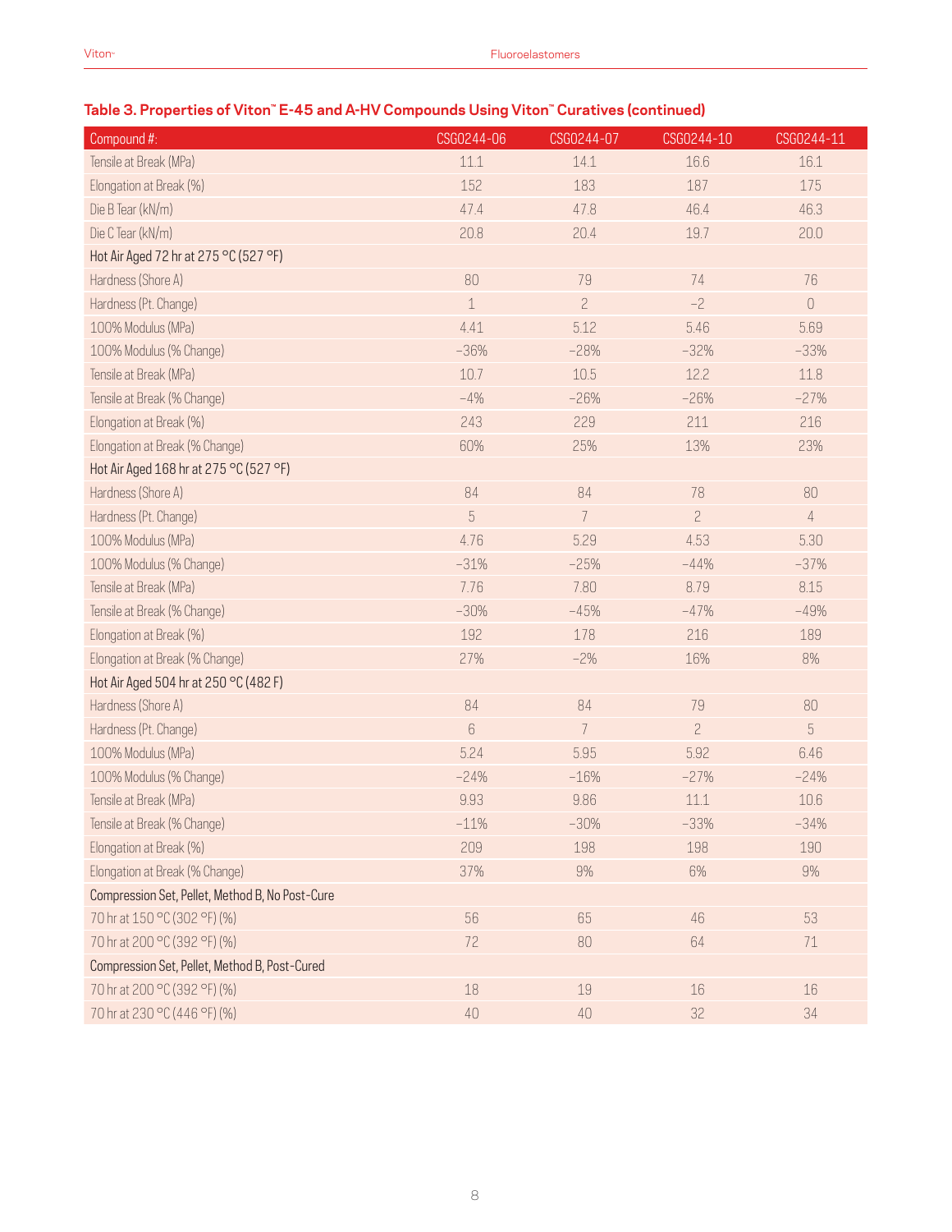### Table 3. Properties of Viton™ E-45 and A-HV Compounds Using Viton™ Curatives (continued)

| Compound #: | CSG0244-06 | CSG0244-07 | CSG0244-10 | CSG0244-11 |
|---|---|---|---|---|
| Tensile at Break (MPa) | 11.1 | 14.1 | 16.6 | 16.1 |
| Elongation at Break (%) | 152 | 183 | 187 | 175 |
| Die B Tear (kN/m) | 47.4 | 47.8 | 46.4 | 46.3 |
| Die C Tear (kN/m) | 20.8 | 20.4 | 19.7 | 20.0 |
| Hot Air Aged 72 hr at 275 °C (527 °F) | | | | |
| Hardness (Shore A) | 80 | 79 | 74 | 76 |
| Hardness (Pt. Change) | 1 | 2 | −2 | 0 |
| 100% Modulus (MPa) | 4.41 | 5.12 | 5.46 | 5.69 |
| 100% Modulus (% Change) | −36% | −28% | −32% | −33% |
| Tensile at Break (MPa) | 10.7 | 10.5 | 12.2 | 11.8 |
| Tensile at Break (% Change) | −4% | −26% | −26% | −27% |
| Elongation at Break (%) | 243 | 229 | 211 | 216 |
| Elongation at Break (% Change) | 60% | 25% | 13% | 23% |
| Hot Air Aged 168 hr at 275 °C (527 °F) | | | | |
| Hardness (Shore A) | 84 | 84 | 78 | 80 |
| Hardness (Pt. Change) | 5 | 7 | 2 | 4 |
| 100% Modulus (MPa) | 4.76 | 5.29 | 4.53 | 5.30 |
| 100% Modulus (% Change) | −31% | −25% | −44% | −37% |
| Tensile at Break (MPa) | 7.76 | 7.80 | 8.79 | 8.15 |
| Tensile at Break (% Change) | −30% | −45% | −47% | −49% |
| Elongation at Break (%) | 192 | 178 | 216 | 189 |
| Elongation at Break (% Change) | 27% | −2% | 16% | 8% |
| Hot Air Aged 504 hr at 250 °C (482 F) | | | | |
| Hardness (Shore A) | 84 | 84 | 79 | 80 |
| Hardness (Pt. Change) | 6 | 7 | 2 | 5 |
| 100% Modulus (MPa) | 5.24 | 5.95 | 5.92 | 6.46 |
| 100% Modulus (% Change) | −24% | −16% | −27% | −24% |
| Tensile at Break (MPa) | 9.93 | 9.86 | 11.1 | 10.6 |
| Tensile at Break (% Change) | −11% | −30% | −33% | −34% |
| Elongation at Break (%) | 209 | 198 | 198 | 190 |
| Elongation at Break (% Change) | 37% | 9% | 6% | 9% |
| Compression Set, Pellet, Method B, No Post-Cure | | | | |
| 70 hr at 150 °C (302 °F) (%) | 56 | 65 | 46 | 53 |
| 70 hr at 200 °C (392 °F) (%) | 72 | 80 | 64 | 71 |
| Compression Set, Pellet, Method B, Post-Cured | | | | |
| 70 hr at 200 °C (392 °F) (%) | 18 | 19 | 16 | 16 |
| 70 hr at 230 °C (446 °F) (%) | 40 | 40 | 32 | 34 |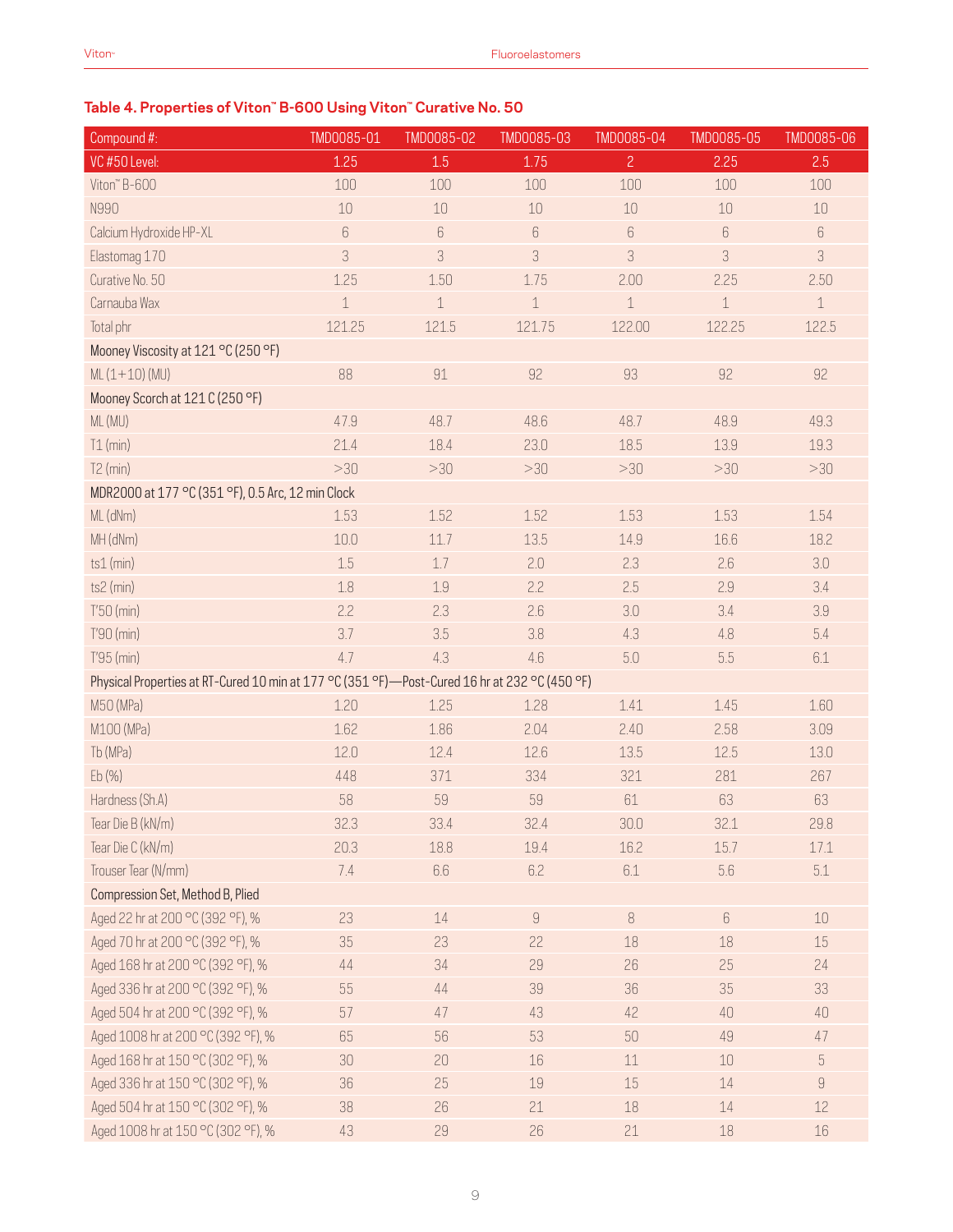## Table 4. Properties of Viton™ B-600 Using Viton™ Curative No. 50

| Compound #: | TMD0085-01 | TMD0085-02 | TMD0085-03 | TMD0085-04 | TMD0085-05 | TMD0085-06 |
|---|---|---|---|---|---|---|
| VC #50 Level: | 1.25 | 1.5 | 1.75 | 2 | 2.25 | 2.5 |
| Viton™ B-600 | 100 | 100 | 100 | 100 | 100 | 100 |
| N990 | 10 | 10 | 10 | 10 | 10 | 10 |
| Calcium Hydroxide HP-XL | 6 | 6 | 6 | 6 | 6 | 6 |
| Elastomag 170 | 3 | 3 | 3 | 3 | 3 | 3 |
| Curative No. 50 | 1.25 | 1.50 | 1.75 | 2.00 | 2.25 | 2.50 |
| Carnauba Wax | 1 | 1 | 1 | 1 | 1 | 1 |
| Total phr | 121.25 | 121.5 | 121.75 | 122.00 | 122.25 | 122.5 |
| Mooney Viscosity at 121 °C (250 °F) | | | | | | |
| ML (1+10) (MU) | 88 | 91 | 92 | 93 | 92 | 92 |
| Mooney Scorch at 121 C (250 °F) | | | | | | |
| ML (MU) | 47.9 | 48.7 | 48.6 | 48.7 | 48.9 | 49.3 |
| T1 (min) | 21.4 | 18.4 | 23.0 | 18.5 | 13.9 | 19.3 |
| T2 (min) | >30 | >30 | >30 | >30 | >30 | >30 |
| MDR2000 at 177 °C (351 °F), 0.5 Arc, 12 min Clock | | | | | | |
| ML (dNm) | 1.53 | 1.52 | 1.52 | 1.53 | 1.53 | 1.54 |
| MH (dNm) | 10.0 | 11.7 | 13.5 | 14.9 | 16.6 | 18.2 |
| ts1 (min) | 1.5 | 1.7 | 2.0 | 2.3 | 2.6 | 3.0 |
| ts2 (min) | 1.8 | 1.9 | 2.2 | 2.5 | 2.9 | 3.4 |
| T'50 (min) | 2.2 | 2.3 | 2.6 | 3.0 | 3.4 | 3.9 |
| T'90 (min) | 3.7 | 3.5 | 3.8 | 4.3 | 4.8 | 5.4 |
| T'95 (min) | 4.7 | 4.3 | 4.6 | 5.0 | 5.5 | 6.1 |
| Physical Properties at RT-Cured 10 min at 177 °C (351 °F)—Post-Cured 16 hr at 232 °C (450 °F) | | | | | | |
| M50 (MPa) | 1.20 | 1.25 | 1.28 | 1.41 | 1.45 | 1.60 |
| M100 (MPa) | 1.62 | 1.86 | 2.04 | 2.40 | 2.58 | 3.09 |
| Tb (MPa) | 12.0 | 12.4 | 12.6 | 13.5 | 12.5 | 13.0 |
| Eb (%) | 448 | 371 | 334 | 321 | 281 | 267 |
| Hardness (Sh.A) | 58 | 59 | 59 | 61 | 63 | 63 |
| Tear Die B (kN/m) | 32.3 | 33.4 | 32.4 | 30.0 | 32.1 | 29.8 |
| Tear Die C (kN/m) | 20.3 | 18.8 | 19.4 | 16.2 | 15.7 | 17.1 |
| Trouser Tear (N/mm) | 7.4 | 6.6 | 6.2 | 6.1 | 5.6 | 5.1 |
| Compression Set, Method B, Plied | | | | | | |
| Aged 22 hr at 200 °C (392 °F), % | 23 | 14 | 9 | 8 | 6 | 10 |
| Aged 70 hr at 200 °C (392 °F), % | 35 | 23 | 22 | 18 | 18 | 15 |
| Aged 168 hr at 200 °C (392 °F), % | 44 | 34 | 29 | 26 | 25 | 24 |
| Aged 336 hr at 200 °C (392 °F), % | 55 | 44 | 39 | 36 | 35 | 33 |
| Aged 504 hr at 200 °C (392 °F), % | 57 | 47 | 43 | 42 | 40 | 40 |
| Aged 1008 hr at 200 °C (392 °F), % | 65 | 56 | 53 | 50 | 49 | 47 |
| Aged 168 hr at 150 °C (302 °F), % | 30 | 20 | 16 | 11 | 10 | 5 |
| Aged 336 hr at 150 °C (302 °F), % | 36 | 25 | 19 | 15 | 14 | 9 |
| Aged 504 hr at 150 °C (302 °F), % | 38 | 26 | 21 | 18 | 14 | 12 |
| Aged 1008 hr at 150 °C (302 °F), % | 43 | 29 | 26 | 21 | 18 | 16 |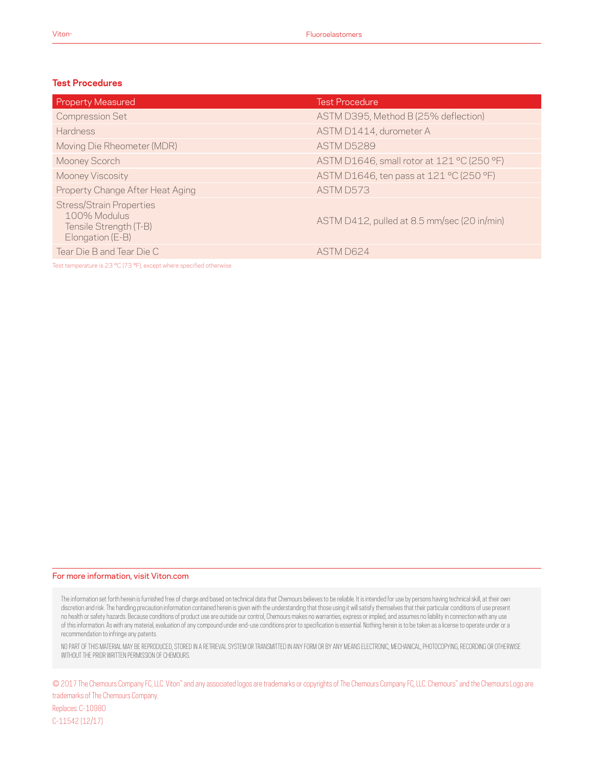### Test Procedures

| Property Measured | Test Procedure |
|---|---|
| Compression Set | ASTM D395, Method B (25% deflection) |
| Hardness | ASTM D1414, durometer A |
| Moving Die Rheometer (MDR) | ASTM D5289 |
| Mooney Scorch | ASTM D1646, small rotor at 121 °C (250 °F) |
| Mooney Viscosity | ASTM D1646, ten pass at 121 °C (250 °F) |
| Property Change After Heat Aging | ASTM D573 |
| Stress/Strain Properties<br>100% Modulus<br>Tensile Strength (T-B)<br>Elongation (E-B) | ASTM D412, pulled at 8.5 mm/sec (20 in/min) |
| Tear Die B and Tear Die C | ASTM D624 |

Test temperature is 23 °C (73 °F), except where specified otherwise.

For more information, visit Viton.com

The information set forth herein is furnished free of charge and based on technical data that Chemours believes to be reliable. It is intended for use by persons having technical skill, at their own discretion and risk. The handling precaution information contained herein is given with the understanding that those using it will satisfy themselves that their particular conditions of use present no health or safety hazards. Because conditions of product use are outside our control, Chemours makes no warranties, express or implied, and assumes no liability in connection with any use of this information. As with any material, evaluation of any compound under end-use conditions prior to specification is essential. Nothing herein is to be taken as a license to operate under or a recommendation to infringe any patents.

NO PART OF THIS MATERIAL MAY BE REPRODUCED, STORED IN A RETRIEVAL SYSTEM OR TRANSMITTED IN ANY FORM OR BY ANY MEANS ELECTRONIC, MECHANICAL, PHOTOCOPYING, RECORDING OR OTHERWISE WITHOUT THE PRIOR WRITTEN PERMISSION OF CHEMOURS.

© 2017 The Chemours Company FC, LLC. Viton™ and any associated logos are trademarks or copyrights of The Chemours Company FC, LLC. Chemours™ and the Chemours Logo are trademarks of The Chemours Company.

Replaces: C-10980

C-11542 (12/17)